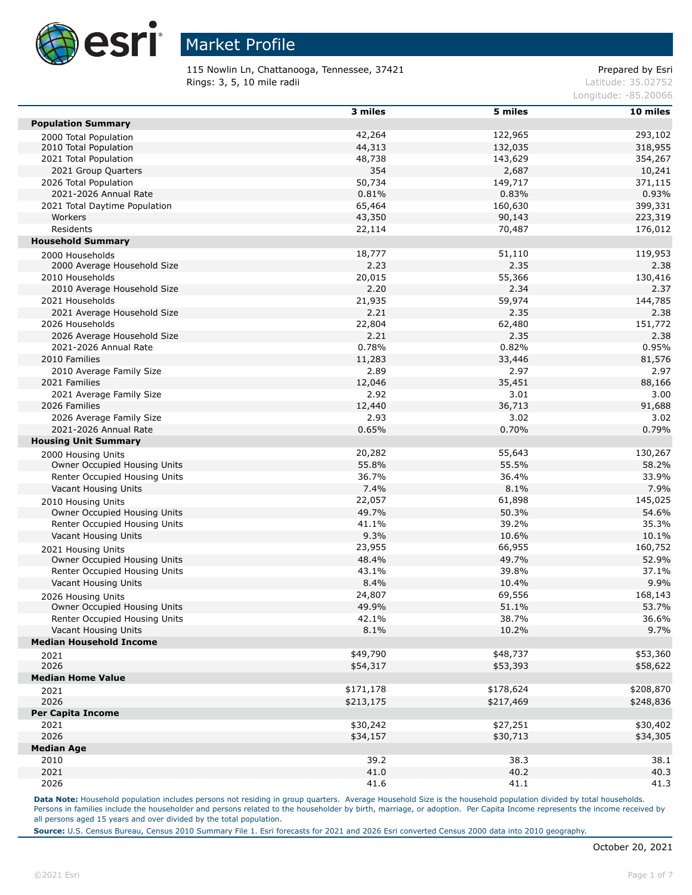# Market Profile

115 Nowlin Ln, Chattanooga, Tennessee, 37421
Rings: 3, 5, 10 mile radii

Prepared by Esri
Latitude: 35.02752
Longitude: -85.20066

| | 3 miles | 5 miles | 10 miles |
|---|---|---|---|
| **Population Summary** | | | |
| 2000 Total Population | 42,264 | 122,965 | 293,102 |
| 2010 Total Population | 44,313 | 132,035 | 318,955 |
| 2021 Total Population | 48,738 | 143,629 | 354,267 |
| 2021 Group Quarters | 354 | 2,687 | 10,241 |
| 2026 Total Population | 50,734 | 149,717 | 371,115 |
| 2021-2026 Annual Rate | 0.81% | 0.83% | 0.93% |
| 2021 Total Daytime Population | 65,464 | 160,630 | 399,331 |
| Workers | 43,350 | 90,143 | 223,319 |
| Residents | 22,114 | 70,487 | 176,012 |
| **Household Summary** | | | |
| 2000 Households | 18,777 | 51,110 | 119,953 |
| 2000 Average Household Size | 2.23 | 2.35 | 2.38 |
| 2010 Households | 20,015 | 55,366 | 130,416 |
| 2010 Average Household Size | 2.20 | 2.34 | 2.37 |
| 2021 Households | 21,935 | 59,974 | 144,785 |
| 2021 Average Household Size | 2.21 | 2.35 | 2.38 |
| 2026 Households | 22,804 | 62,480 | 151,772 |
| 2026 Average Household Size | 2.21 | 2.35 | 2.38 |
| 2021-2026 Annual Rate | 0.78% | 0.82% | 0.95% |
| 2010 Families | 11,283 | 33,446 | 81,576 |
| 2010 Average Family Size | 2.89 | 2.97 | 2.97 |
| 2021 Families | 12,046 | 35,451 | 88,166 |
| 2021 Average Family Size | 2.92 | 3.01 | 3.00 |
| 2026 Families | 12,440 | 36,713 | 91,688 |
| 2026 Average Family Size | 2.93 | 3.02 | 3.02 |
| 2021-2026 Annual Rate | 0.65% | 0.70% | 0.79% |
| **Housing Unit Summary** | | | |
| 2000 Housing Units | 20,282 | 55,643 | 130,267 |
| Owner Occupied Housing Units | 55.8% | 55.5% | 58.2% |
| Renter Occupied Housing Units | 36.7% | 36.4% | 33.9% |
| Vacant Housing Units | 7.4% | 8.1% | 7.9% |
| 2010 Housing Units | 22,057 | 61,898 | 145,025 |
| Owner Occupied Housing Units | 49.7% | 50.3% | 54.6% |
| Renter Occupied Housing Units | 41.1% | 39.2% | 35.3% |
| Vacant Housing Units | 9.3% | 10.6% | 10.1% |
| 2021 Housing Units | 23,955 | 66,955 | 160,752 |
| Owner Occupied Housing Units | 48.4% | 49.7% | 52.9% |
| Renter Occupied Housing Units | 43.1% | 39.8% | 37.1% |
| Vacant Housing Units | 8.4% | 10.4% | 9.9% |
| 2026 Housing Units | 24,807 | 69,556 | 168,143 |
| Owner Occupied Housing Units | 49.9% | 51.1% | 53.7% |
| Renter Occupied Housing Units | 42.1% | 38.7% | 36.6% |
| Vacant Housing Units | 8.1% | 10.2% | 9.7% |
| **Median Household Income** | | | |
| 2021 | $49,790 | $48,737 | $53,360 |
| 2026 | $54,317 | $53,393 | $58,622 |
| **Median Home Value** | | | |
| 2021 | $171,178 | $178,624 | $208,870 |
| 2026 | $213,175 | $217,469 | $248,836 |
| **Per Capita Income** | | | |
| 2021 | $30,242 | $27,251 | $30,402 |
| 2026 | $34,157 | $30,713 | $34,305 |
| **Median Age** | | | |
| 2010 | 39.2 | 38.3 | 38.1 |
| 2021 | 41.0 | 40.2 | 40.3 |
| 2026 | 41.6 | 41.1 | 41.3 |

**Data Note:** Household population includes persons not residing in group quarters. Average Household Size is the household population divided by total households. Persons in families include the householder and persons related to the householder by birth, marriage, or adoption. Per Capita Income represents the income received by all persons aged 15 years and over divided by the total population.

**Source:** U.S. Census Bureau, Census 2010 Summary File 1. Esri forecasts for 2021 and 2026 Esri converted Census 2000 data into 2010 geography.

October 20, 2021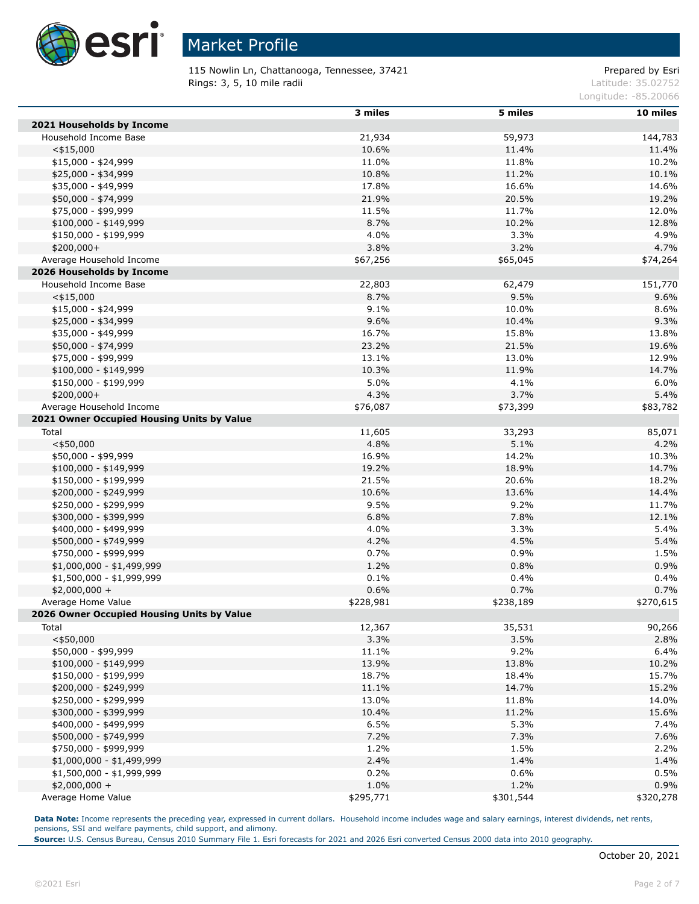# Market Profile

115 Nowlin Ln, Chattanooga, Tennessee, 37421
Rings: 3, 5, 10 mile radii

Prepared by Esri
Latitude: 35.02752
Longitude: -85.20066

| | 3 miles | 5 miles | 10 miles |
|---|---|---|---|
| **2021 Households by Income** | | | |
| Household Income Base | 21,934 | 59,973 | 144,783 |
| <$15,000 | 10.6% | 11.4% | 11.4% |
| $15,000 - $24,999 | 11.0% | 11.8% | 10.2% |
| $25,000 - $34,999 | 10.8% | 11.2% | 10.1% |
| $35,000 - $49,999 | 17.8% | 16.6% | 14.6% |
| $50,000 - $74,999 | 21.9% | 20.5% | 19.2% |
| $75,000 - $99,999 | 11.5% | 11.7% | 12.0% |
| $100,000 - $149,999 | 8.7% | 10.2% | 12.8% |
| $150,000 - $199,999 | 4.0% | 3.3% | 4.9% |
| $200,000+ | 3.8% | 3.2% | 4.7% |
| Average Household Income | $67,256 | $65,045 | $74,264 |
| **2026 Households by Income** | | | |
| Household Income Base | 22,803 | 62,479 | 151,770 |
| <$15,000 | 8.7% | 9.5% | 9.6% |
| $15,000 - $24,999 | 9.1% | 10.0% | 8.6% |
| $25,000 - $34,999 | 9.6% | 10.4% | 9.3% |
| $35,000 - $49,999 | 16.7% | 15.8% | 13.8% |
| $50,000 - $74,999 | 23.2% | 21.5% | 19.6% |
| $75,000 - $99,999 | 13.1% | 13.0% | 12.9% |
| $100,000 - $149,999 | 10.3% | 11.9% | 14.7% |
| $150,000 - $199,999 | 5.0% | 4.1% | 6.0% |
| $200,000+ | 4.3% | 3.7% | 5.4% |
| Average Household Income | $76,087 | $73,399 | $83,782 |
| **2021 Owner Occupied Housing Units by Value** | | | |
| Total | 11,605 | 33,293 | 85,071 |
| <$50,000 | 4.8% | 5.1% | 4.2% |
| $50,000 - $99,999 | 16.9% | 14.2% | 10.3% |
| $100,000 - $149,999 | 19.2% | 18.9% | 14.7% |
| $150,000 - $199,999 | 21.5% | 20.6% | 18.2% |
| $200,000 - $249,999 | 10.6% | 13.6% | 14.4% |
| $250,000 - $299,999 | 9.5% | 9.2% | 11.7% |
| $300,000 - $399,999 | 6.8% | 7.8% | 12.1% |
| $400,000 - $499,999 | 4.0% | 3.3% | 5.4% |
| $500,000 - $749,999 | 4.2% | 4.5% | 5.4% |
| $750,000 - $999,999 | 0.7% | 0.9% | 1.5% |
| $1,000,000 - $1,499,999 | 1.2% | 0.8% | 0.9% |
| $1,500,000 - $1,999,999 | 0.1% | 0.4% | 0.4% |
| $2,000,000 + | 0.6% | 0.7% | 0.7% |
| Average Home Value | $228,981 | $238,189 | $270,615 |
| **2026 Owner Occupied Housing Units by Value** | | | |
| Total | 12,367 | 35,531 | 90,266 |
| <$50,000 | 3.3% | 3.5% | 2.8% |
| $50,000 - $99,999 | 11.1% | 9.2% | 6.4% |
| $100,000 - $149,999 | 13.9% | 13.8% | 10.2% |
| $150,000 - $199,999 | 18.7% | 18.4% | 15.7% |
| $200,000 - $249,999 | 11.1% | 14.7% | 15.2% |
| $250,000 - $299,999 | 13.0% | 11.8% | 14.0% |
| $300,000 - $399,999 | 10.4% | 11.2% | 15.6% |
| $400,000 - $499,999 | 6.5% | 5.3% | 7.4% |
| $500,000 - $749,999 | 7.2% | 7.3% | 7.6% |
| $750,000 - $999,999 | 1.2% | 1.5% | 2.2% |
| $1,000,000 - $1,499,999 | 2.4% | 1.4% | 1.4% |
| $1,500,000 - $1,999,999 | 0.2% | 0.6% | 0.5% |
| $2,000,000 + | 1.0% | 1.2% | 0.9% |
| Average Home Value | $295,771 | $301,544 | $320,278 |

**Data Note:** Income represents the preceding year, expressed in current dollars. Household income includes wage and salary earnings, interest dividends, net rents, pensions, SSI and welfare payments, child support, and alimony.
**Source:** U.S. Census Bureau, Census 2010 Summary File 1. Esri forecasts for 2021 and 2026 Esri converted Census 2000 data into 2010 geography.

October 20, 2021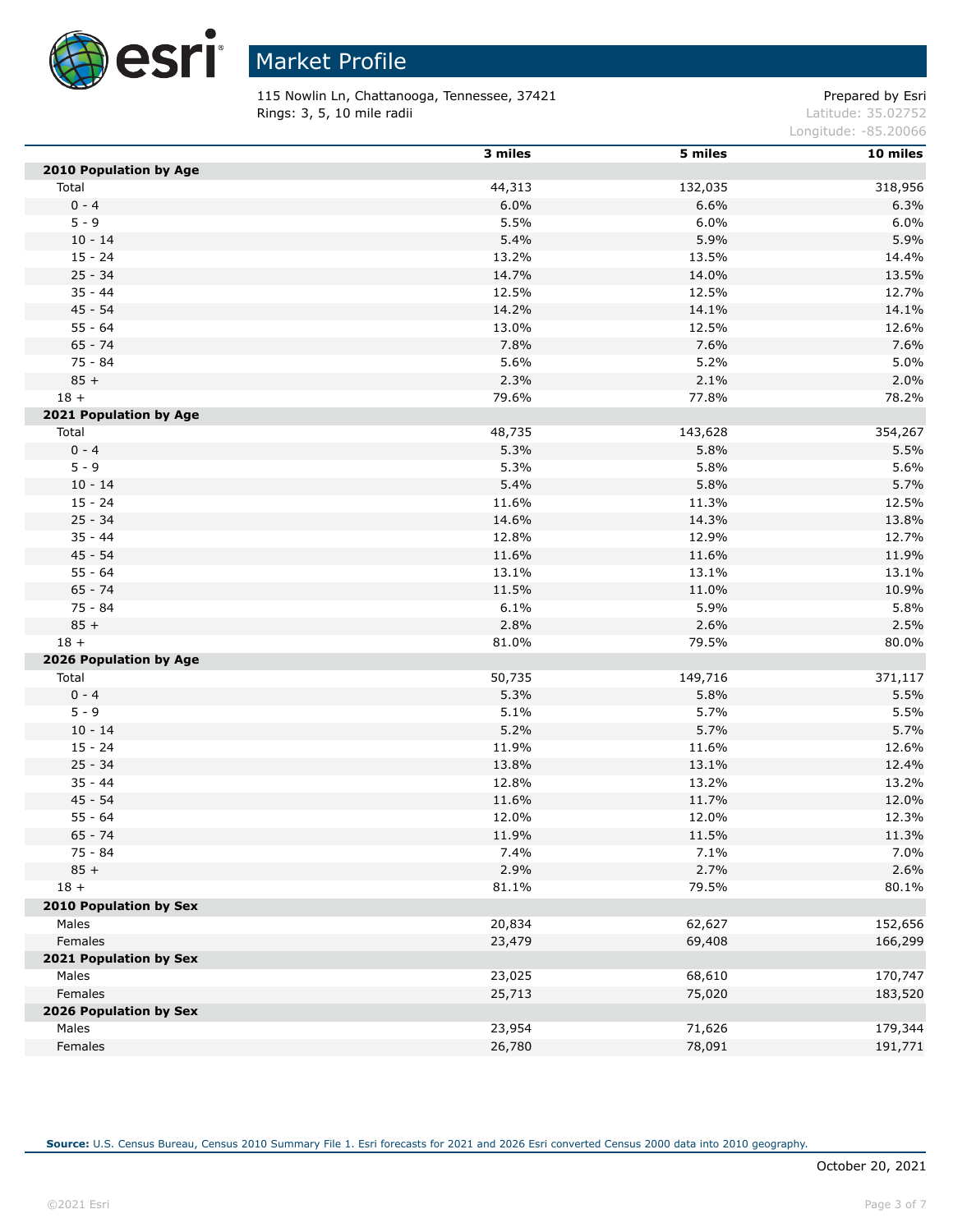# Market Profile

115 Nowlin Ln, Chattanooga, Tennessee, 37421
Rings: 3, 5, 10 mile radii

Prepared by Esri
Latitude: 35.02752
Longitude: -85.20066

| | 3 miles | 5 miles | 10 miles |
|---|---|---|---|
| **2010 Population by Age** | | | |
| Total | 44,313 | 132,035 | 318,956 |
| 0 - 4 | 6.0% | 6.6% | 6.3% |
| 5 - 9 | 5.5% | 6.0% | 6.0% |
| 10 - 14 | 5.4% | 5.9% | 5.9% |
| 15 - 24 | 13.2% | 13.5% | 14.4% |
| 25 - 34 | 14.7% | 14.0% | 13.5% |
| 35 - 44 | 12.5% | 12.5% | 12.7% |
| 45 - 54 | 14.2% | 14.1% | 14.1% |
| 55 - 64 | 13.0% | 12.5% | 12.6% |
| 65 - 74 | 7.8% | 7.6% | 7.6% |
| 75 - 84 | 5.6% | 5.2% | 5.0% |
| 85 + | 2.3% | 2.1% | 2.0% |
| 18 + | 79.6% | 77.8% | 78.2% |
| **2021 Population by Age** | | | |
| Total | 48,735 | 143,628 | 354,267 |
| 0 - 4 | 5.3% | 5.8% | 5.5% |
| 5 - 9 | 5.3% | 5.8% | 5.6% |
| 10 - 14 | 5.4% | 5.8% | 5.7% |
| 15 - 24 | 11.6% | 11.3% | 12.5% |
| 25 - 34 | 14.6% | 14.3% | 13.8% |
| 35 - 44 | 12.8% | 12.9% | 12.7% |
| 45 - 54 | 11.6% | 11.6% | 11.9% |
| 55 - 64 | 13.1% | 13.1% | 13.1% |
| 65 - 74 | 11.5% | 11.0% | 10.9% |
| 75 - 84 | 6.1% | 5.9% | 5.8% |
| 85 + | 2.8% | 2.6% | 2.5% |
| 18 + | 81.0% | 79.5% | 80.0% |
| **2026 Population by Age** | | | |
| Total | 50,735 | 149,716 | 371,117 |
| 0 - 4 | 5.3% | 5.8% | 5.5% |
| 5 - 9 | 5.1% | 5.7% | 5.5% |
| 10 - 14 | 5.2% | 5.7% | 5.7% |
| 15 - 24 | 11.9% | 11.6% | 12.6% |
| 25 - 34 | 13.8% | 13.1% | 12.4% |
| 35 - 44 | 12.8% | 13.2% | 13.2% |
| 45 - 54 | 11.6% | 11.7% | 12.0% |
| 55 - 64 | 12.0% | 12.0% | 12.3% |
| 65 - 74 | 11.9% | 11.5% | 11.3% |
| 75 - 84 | 7.4% | 7.1% | 7.0% |
| 85 + | 2.9% | 2.7% | 2.6% |
| 18 + | 81.1% | 79.5% | 80.1% |
| **2010 Population by Sex** | | | |
| Males | 20,834 | 62,627 | 152,656 |
| Females | 23,479 | 69,408 | 166,299 |
| **2021 Population by Sex** | | | |
| Males | 23,025 | 68,610 | 170,747 |
| Females | 25,713 | 75,020 | 183,520 |
| **2026 Population by Sex** | | | |
| Males | 23,954 | 71,626 | 179,344 |
| Females | 26,780 | 78,091 | 191,771 |

**Source:** U.S. Census Bureau, Census 2010 Summary File 1. Esri forecasts for 2021 and 2026 Esri converted Census 2000 data into 2010 geography.

October 20, 2021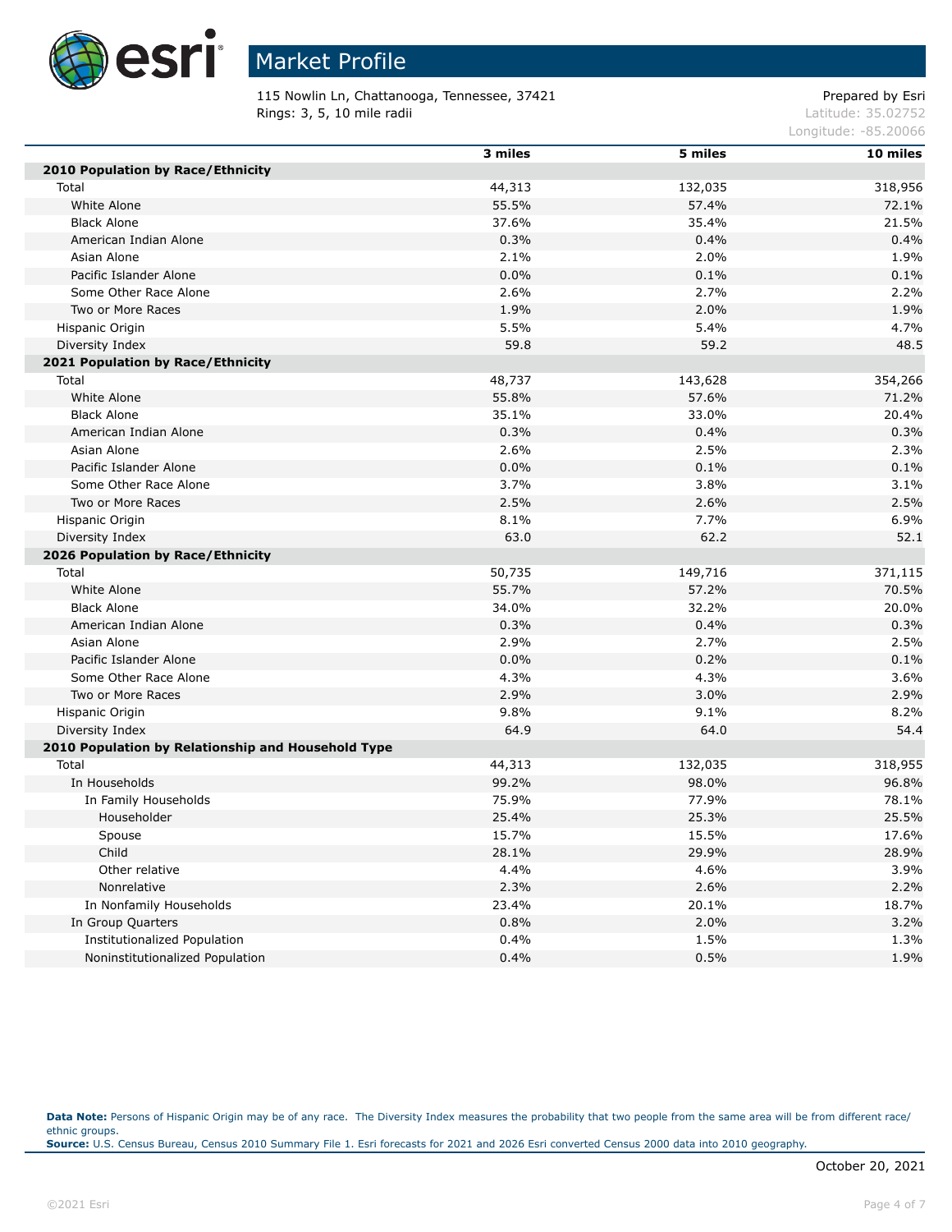# Market Profile

115 Nowlin Ln, Chattanooga, Tennessee, 37421
Rings: 3, 5, 10 mile radii

Prepared by Esri
Latitude: 35.02752
Longitude: -85.20066

| | 3 miles | 5 miles | 10 miles |
|---|---|---|---|
| **2010 Population by Race/Ethnicity** | | | |
| Total | 44,313 | 132,035 | 318,956 |
| White Alone | 55.5% | 57.4% | 72.1% |
| Black Alone | 37.6% | 35.4% | 21.5% |
| American Indian Alone | 0.3% | 0.4% | 0.4% |
| Asian Alone | 2.1% | 2.0% | 1.9% |
| Pacific Islander Alone | 0.0% | 0.1% | 0.1% |
| Some Other Race Alone | 2.6% | 2.7% | 2.2% |
| Two or More Races | 1.9% | 2.0% | 1.9% |
| Hispanic Origin | 5.5% | 5.4% | 4.7% |
| Diversity Index | 59.8 | 59.2 | 48.5 |
| **2021 Population by Race/Ethnicity** | | | |
| Total | 48,737 | 143,628 | 354,266 |
| White Alone | 55.8% | 57.6% | 71.2% |
| Black Alone | 35.1% | 33.0% | 20.4% |
| American Indian Alone | 0.3% | 0.4% | 0.3% |
| Asian Alone | 2.6% | 2.5% | 2.3% |
| Pacific Islander Alone | 0.0% | 0.1% | 0.1% |
| Some Other Race Alone | 3.7% | 3.8% | 3.1% |
| Two or More Races | 2.5% | 2.6% | 2.5% |
| Hispanic Origin | 8.1% | 7.7% | 6.9% |
| Diversity Index | 63.0 | 62.2 | 52.1 |
| **2026 Population by Race/Ethnicity** | | | |
| Total | 50,735 | 149,716 | 371,115 |
| White Alone | 55.7% | 57.2% | 70.5% |
| Black Alone | 34.0% | 32.2% | 20.0% |
| American Indian Alone | 0.3% | 0.4% | 0.3% |
| Asian Alone | 2.9% | 2.7% | 2.5% |
| Pacific Islander Alone | 0.0% | 0.2% | 0.1% |
| Some Other Race Alone | 4.3% | 4.3% | 3.6% |
| Two or More Races | 2.9% | 3.0% | 2.9% |
| Hispanic Origin | 9.8% | 9.1% | 8.2% |
| Diversity Index | 64.9 | 64.0 | 54.4 |
| **2010 Population by Relationship and Household Type** | | | |
| Total | 44,313 | 132,035 | 318,955 |
| In Households | 99.2% | 98.0% | 96.8% |
| In Family Households | 75.9% | 77.9% | 78.1% |
| Householder | 25.4% | 25.3% | 25.5% |
| Spouse | 15.7% | 15.5% | 17.6% |
| Child | 28.1% | 29.9% | 28.9% |
| Other relative | 4.4% | 4.6% | 3.9% |
| Nonrelative | 2.3% | 2.6% | 2.2% |
| In Nonfamily Households | 23.4% | 20.1% | 18.7% |
| In Group Quarters | 0.8% | 2.0% | 3.2% |
| Institutionalized Population | 0.4% | 1.5% | 1.3% |
| Noninstitutionalized Population | 0.4% | 0.5% | 1.9% |

**Data Note:** Persons of Hispanic Origin may be of any race. The Diversity Index measures the probability that two people from the same area will be from different race/ethnic groups.
**Source:** U.S. Census Bureau, Census 2010 Summary File 1. Esri forecasts for 2021 and 2026 Esri converted Census 2000 data into 2010 geography.

October 20, 2021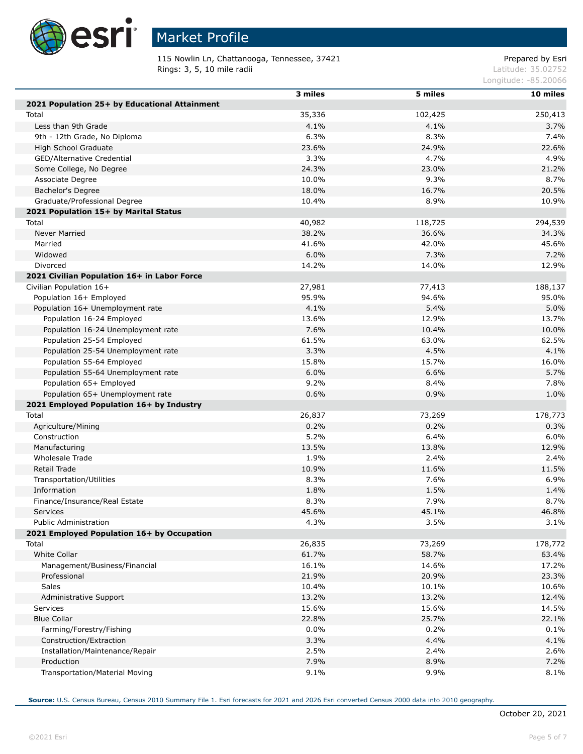# Market Profile

115 Nowlin Ln, Chattanooga, Tennessee, 37421
Rings: 3, 5, 10 mile radii

Prepared by Esri
Latitude: 35.02752
Longitude: -85.20066

| | 3 miles | 5 miles | 10 miles |
|---|---|---|---|
| **2021 Population 25+ by Educational Attainment** | | | |
| Total | 35,336 | 102,425 | 250,413 |
| Less than 9th Grade | 4.1% | 4.1% | 3.7% |
| 9th - 12th Grade, No Diploma | 6.3% | 8.3% | 7.4% |
| High School Graduate | 23.6% | 24.9% | 22.6% |
| GED/Alternative Credential | 3.3% | 4.7% | 4.9% |
| Some College, No Degree | 24.3% | 23.0% | 21.2% |
| Associate Degree | 10.0% | 9.3% | 8.7% |
| Bachelor's Degree | 18.0% | 16.7% | 20.5% |
| Graduate/Professional Degree | 10.4% | 8.9% | 10.9% |
| **2021 Population 15+ by Marital Status** | | | |
| Total | 40,982 | 118,725 | 294,539 |
| Never Married | 38.2% | 36.6% | 34.3% |
| Married | 41.6% | 42.0% | 45.6% |
| Widowed | 6.0% | 7.3% | 7.2% |
| Divorced | 14.2% | 14.0% | 12.9% |
| **2021 Civilian Population 16+ in Labor Force** | | | |
| Civilian Population 16+ | 27,981 | 77,413 | 188,137 |
| Population 16+ Employed | 95.9% | 94.6% | 95.0% |
| Population 16+ Unemployment rate | 4.1% | 5.4% | 5.0% |
| Population 16-24 Employed | 13.6% | 12.9% | 13.7% |
| Population 16-24 Unemployment rate | 7.6% | 10.4% | 10.0% |
| Population 25-54 Employed | 61.5% | 63.0% | 62.5% |
| Population 25-54 Unemployment rate | 3.3% | 4.5% | 4.1% |
| Population 55-64 Employed | 15.8% | 15.7% | 16.0% |
| Population 55-64 Unemployment rate | 6.0% | 6.6% | 5.7% |
| Population 65+ Employed | 9.2% | 8.4% | 7.8% |
| Population 65+ Unemployment rate | 0.6% | 0.9% | 1.0% |
| **2021 Employed Population 16+ by Industry** | | | |
| Total | 26,837 | 73,269 | 178,773 |
| Agriculture/Mining | 0.2% | 0.2% | 0.3% |
| Construction | 5.2% | 6.4% | 6.0% |
| Manufacturing | 13.5% | 13.8% | 12.9% |
| Wholesale Trade | 1.9% | 2.4% | 2.4% |
| Retail Trade | 10.9% | 11.6% | 11.5% |
| Transportation/Utilities | 8.3% | 7.6% | 6.9% |
| Information | 1.8% | 1.5% | 1.4% |
| Finance/Insurance/Real Estate | 8.3% | 7.9% | 8.7% |
| Services | 45.6% | 45.1% | 46.8% |
| Public Administration | 4.3% | 3.5% | 3.1% |
| **2021 Employed Population 16+ by Occupation** | | | |
| Total | 26,835 | 73,269 | 178,772 |
| White Collar | 61.7% | 58.7% | 63.4% |
| Management/Business/Financial | 16.1% | 14.6% | 17.2% |
| Professional | 21.9% | 20.9% | 23.3% |
| Sales | 10.4% | 10.1% | 10.6% |
| Administrative Support | 13.2% | 13.2% | 12.4% |
| Services | 15.6% | 15.6% | 14.5% |
| Blue Collar | 22.8% | 25.7% | 22.1% |
| Farming/Forestry/Fishing | 0.0% | 0.2% | 0.1% |
| Construction/Extraction | 3.3% | 4.4% | 4.1% |
| Installation/Maintenance/Repair | 2.5% | 2.4% | 2.6% |
| Production | 7.9% | 8.9% | 7.2% |
| Transportation/Material Moving | 9.1% | 9.9% | 8.1% |

**Source:** U.S. Census Bureau, Census 2010 Summary File 1. Esri forecasts for 2021 and 2026 Esri converted Census 2000 data into 2010 geography.

October 20, 2021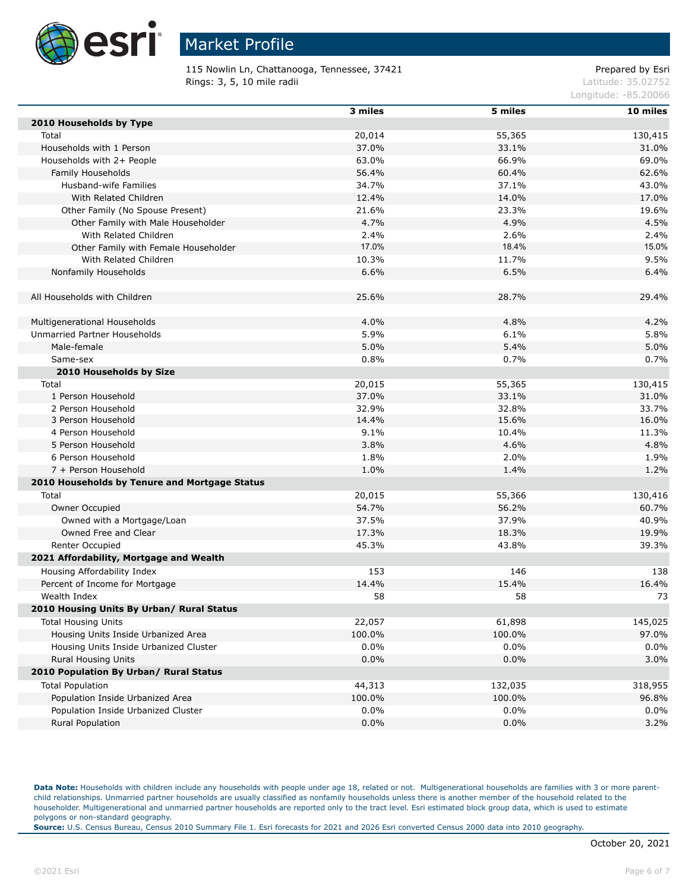# Market Profile

115 Nowlin Ln, Chattanooga, Tennessee, 37421
Rings: 3, 5, 10 mile radii

Prepared by Esri
Latitude: 35.02752
Longitude: -85.20066

| | 3 miles | 5 miles | 10 miles |
|---|---|---|---|
| **2010 Households by Type** | | | |
| Total | 20,014 | 55,365 | 130,415 |
| Households with 1 Person | 37.0% | 33.1% | 31.0% |
| Households with 2+ People | 63.0% | 66.9% | 69.0% |
| Family Households | 56.4% | 60.4% | 62.6% |
| Husband-wife Families | 34.7% | 37.1% | 43.0% |
| With Related Children | 12.4% | 14.0% | 17.0% |
| Other Family (No Spouse Present) | 21.6% | 23.3% | 19.6% |
| Other Family with Male Householder | 4.7% | 4.9% | 4.5% |
| With Related Children | 2.4% | 2.6% | 2.4% |
| Other Family with Female Householder | 17.0% | 18.4% | 15.0% |
| With Related Children | 10.3% | 11.7% | 9.5% |
| Nonfamily Households | 6.6% | 6.5% | 6.4% |
| | | | |
| All Households with Children | 25.6% | 28.7% | 29.4% |
| | | | |
| Multigenerational Households | 4.0% | 4.8% | 4.2% |
| Unmarried Partner Households | 5.9% | 6.1% | 5.8% |
| Male-female | 5.0% | 5.4% | 5.0% |
| Same-sex | 0.8% | 0.7% | 0.7% |
| **2010 Households by Size** | | | |
| Total | 20,015 | 55,365 | 130,415 |
| 1 Person Household | 37.0% | 33.1% | 31.0% |
| 2 Person Household | 32.9% | 32.8% | 33.7% |
| 3 Person Household | 14.4% | 15.6% | 16.0% |
| 4 Person Household | 9.1% | 10.4% | 11.3% |
| 5 Person Household | 3.8% | 4.6% | 4.8% |
| 6 Person Household | 1.8% | 2.0% | 1.9% |
| 7 + Person Household | 1.0% | 1.4% | 1.2% |
| **2010 Households by Tenure and Mortgage Status** | | | |
| Total | 20,015 | 55,366 | 130,416 |
| Owner Occupied | 54.7% | 56.2% | 60.7% |
| Owned with a Mortgage/Loan | 37.5% | 37.9% | 40.9% |
| Owned Free and Clear | 17.3% | 18.3% | 19.9% |
| Renter Occupied | 45.3% | 43.8% | 39.3% |
| **2021 Affordability, Mortgage and Wealth** | | | |
| Housing Affordability Index | 153 | 146 | 138 |
| Percent of Income for Mortgage | 14.4% | 15.4% | 16.4% |
| Wealth Index | 58 | 58 | 73 |
| **2010 Housing Units By Urban/ Rural Status** | | | |
| Total Housing Units | 22,057 | 61,898 | 145,025 |
| Housing Units Inside Urbanized Area | 100.0% | 100.0% | 97.0% |
| Housing Units Inside Urbanized Cluster | 0.0% | 0.0% | 0.0% |
| Rural Housing Units | 0.0% | 0.0% | 3.0% |
| **2010 Population By Urban/ Rural Status** | | | |
| Total Population | 44,313 | 132,035 | 318,955 |
| Population Inside Urbanized Area | 100.0% | 100.0% | 96.8% |
| Population Inside Urbanized Cluster | 0.0% | 0.0% | 0.0% |
| Rural Population | 0.0% | 0.0% | 3.2% |

**Data Note:** Households with children include any households with people under age 18, related or not. Multigenerational households are families with 3 or more parent-child relationships. Unmarried partner households are usually classified as nonfamily households unless there is another member of the household related to the householder. Multigenerational and unmarried partner households are reported only to the tract level. Esri estimated block group data, which is used to estimate polygons or non-standard geography.
**Source:** U.S. Census Bureau, Census 2010 Summary File 1. Esri forecasts for 2021 and 2026 Esri converted Census 2000 data into 2010 geography.

October 20, 2021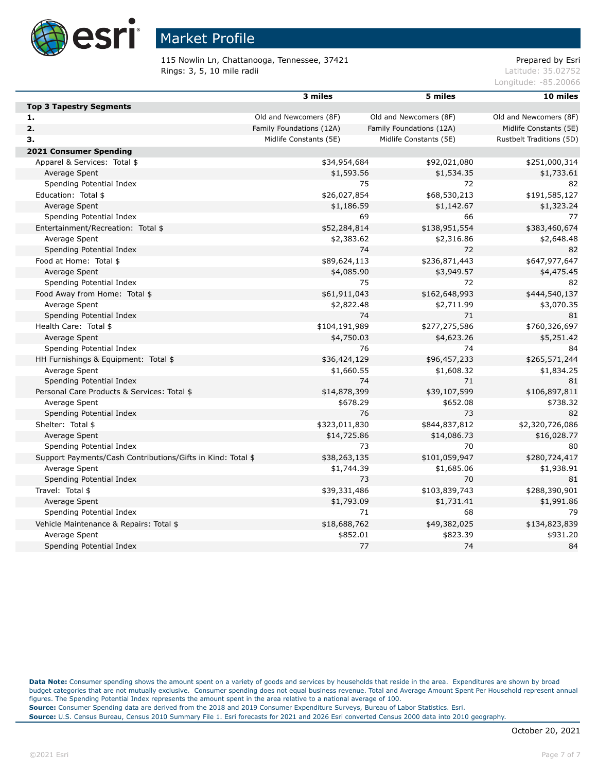# Market Profile

115 Nowlin Ln, Chattanooga, Tennessee, 37421
Rings: 3, 5, 10 mile radii

Prepared by Esri
Latitude: 35.02752
Longitude: -85.20066

| | 3 miles | 5 miles | 10 miles |
|---|---|---|---|
| **Top 3 Tapestry Segments** | | | |
| **1.** | Old and Newcomers (8F) | Old and Newcomers (8F) | Old and Newcomers (8F) |
| **2.** | Family Foundations (12A) | Family Foundations (12A) | Midlife Constants (5E) |
| **3.** | Midlife Constants (5E) | Midlife Constants (5E) | Rustbelt Traditions (5D) |
| **2021 Consumer Spending** | | | |
| Apparel & Services: Total $ | $34,954,684 | $92,021,080 | $251,000,314 |
| Average Spent | $1,593.56 | $1,534.35 | $1,733.61 |
| Spending Potential Index | 75 | 72 | 82 |
| Education: Total $ | $26,027,854 | $68,530,213 | $191,585,127 |
| Average Spent | $1,186.59 | $1,142.67 | $1,323.24 |
| Spending Potential Index | 69 | 66 | 77 |
| Entertainment/Recreation: Total $ | $52,284,814 | $138,951,554 | $383,460,674 |
| Average Spent | $2,383.62 | $2,316.86 | $2,648.48 |
| Spending Potential Index | 74 | 72 | 82 |
| Food at Home: Total $ | $89,624,113 | $236,871,443 | $647,977,647 |
| Average Spent | $4,085.90 | $3,949.57 | $4,475.45 |
| Spending Potential Index | 75 | 72 | 82 |
| Food Away from Home: Total $ | $61,911,043 | $162,648,993 | $444,540,137 |
| Average Spent | $2,822.48 | $2,711.99 | $3,070.35 |
| Spending Potential Index | 74 | 71 | 81 |
| Health Care: Total $ | $104,191,989 | $277,275,586 | $760,326,697 |
| Average Spent | $4,750.03 | $4,623.26 | $5,251.42 |
| Spending Potential Index | 76 | 74 | 84 |
| HH Furnishings & Equipment: Total $ | $36,424,129 | $96,457,233 | $265,571,244 |
| Average Spent | $1,660.55 | $1,608.32 | $1,834.25 |
| Spending Potential Index | 74 | 71 | 81 |
| Personal Care Products & Services: Total $ | $14,878,399 | $39,107,599 | $106,897,811 |
| Average Spent | $678.29 | $652.08 | $738.32 |
| Spending Potential Index | 76 | 73 | 82 |
| Shelter: Total $ | $323,011,830 | $844,837,812 | $2,320,726,086 |
| Average Spent | $14,725.86 | $14,086.73 | $16,028.77 |
| Spending Potential Index | 73 | 70 | 80 |
| Support Payments/Cash Contributions/Gifts in Kind: Total $ | $38,263,135 | $101,059,947 | $280,724,417 |
| Average Spent | $1,744.39 | $1,685.06 | $1,938.91 |
| Spending Potential Index | 73 | 70 | 81 |
| Travel: Total $ | $39,331,486 | $103,839,743 | $288,390,901 |
| Average Spent | $1,793.09 | $1,731.41 | $1,991.86 |
| Spending Potential Index | 71 | 68 | 79 |
| Vehicle Maintenance & Repairs: Total $ | $18,688,762 | $49,382,025 | $134,823,839 |
| Average Spent | $852.01 | $823.39 | $931.20 |
| Spending Potential Index | 77 | 74 | 84 |

**Data Note:** Consumer spending shows the amount spent on a variety of goods and services by households that reside in the area. Expenditures are shown by broad budget categories that are not mutually exclusive. Consumer spending does not equal business revenue. Total and Average Amount Spent Per Household represent annual figures. The Spending Potential Index represents the amount spent in the area relative to a national average of 100.
**Source:** Consumer Spending data are derived from the 2018 and 2019 Consumer Expenditure Surveys, Bureau of Labor Statistics. Esri.
**Source:** U.S. Census Bureau, Census 2010 Summary File 1. Esri forecasts for 2021 and 2026 Esri converted Census 2000 data into 2010 geography.

October 20, 2021